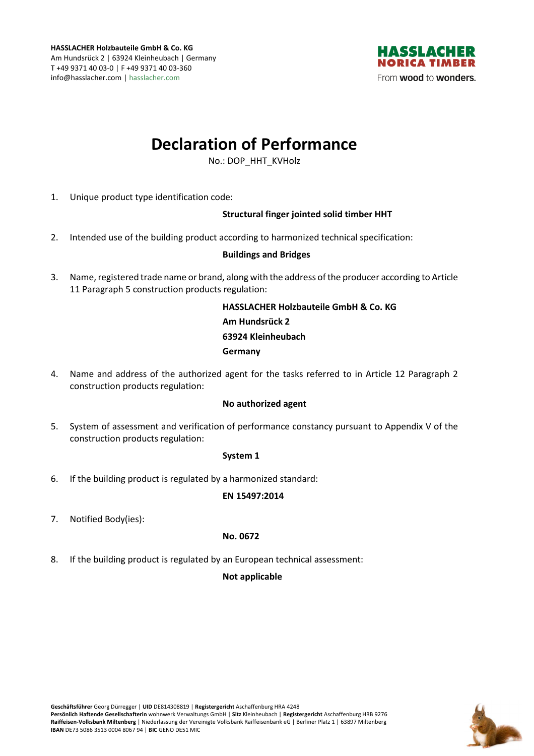**HASSLACHER Holzbauteile GmbH & Co. KG**
Am Hundsrück 2 | 63924 Kleinheubach | Germany
T +49 9371 40 03-0 | F +49 9371 40 03-360
info@hasslacher.com | hasslacher.com

HASSLACHER NORICA TIMBER
From **wood** to **wonders.**

# Declaration of Performance

No.: DOP_HHT_KVHolz

1. Unique product type identification code:

   **Structural finger jointed solid timber HHT**

2. Intended use of the building product according to harmonized technical specification:

   **Buildings and Bridges**

3. Name, registered trade name or brand, along with the address of the producer according to Article 11 Paragraph 5 construction products regulation:

   **HASSLACHER Holzbauteile GmbH & Co. KG**
   **Am Hundsrück 2**
   **63924 Kleinheubach**
   **Germany**

4. Name and address of the authorized agent for the tasks referred to in Article 12 Paragraph 2 construction products regulation:

   **No authorized agent**

5. System of assessment and verification of performance constancy pursuant to Appendix V of the construction products regulation:

   **System 1**

6. If the building product is regulated by a harmonized standard:

   **EN 15497:2014**

7. Notified Body(ies):

   **No. 0672**

8. If the building product is regulated by an European technical assessment:

   **Not applicable**

**Geschäftsführer** Georg Dürregger | **UID** DE814308819 | **Registergericht** Aschaffenburg HRA 4248
**Persönlich Haftende Gesellschafterin** wohnwerk Verwaltungs GmbH | **Sitz** Kleinheubach | **Registergericht** Aschaffenburg HRB 9276
**Raiffeisen-Volksbank Miltenberg** | Niederlassung der Vereinigte Volksbank Raiffeisenbank eG | Berliner Platz 1 | 63897 Miltenberg
**IBAN** DE73 5086 3513 0004 8067 94 | **BIC** GENO DE51 MIC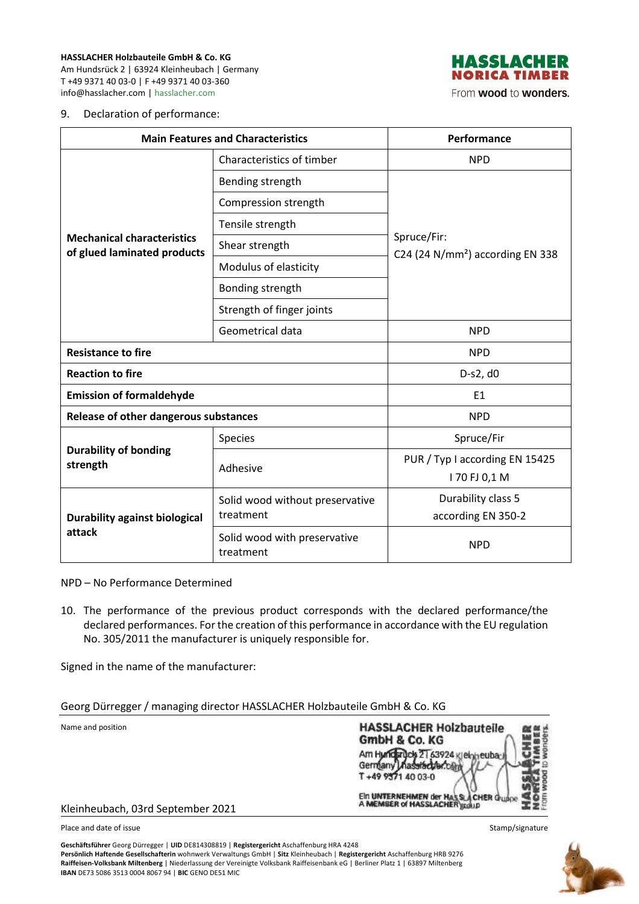HASSLACHER Holzbauteile GmbH & Co. KG
Am Hundsrück 2 | 63924 Kleinheubach | Germany
T +49 9371 40 03-0 | F +49 9371 40 03-360
info@hasslacher.com | hasslacher.com

9. Declaration of performance:

| Main Features and Characteristics | | Performance |
|---|---|---|
| **Mechanical characteristics of glued laminated products** | Characteristics of timber | NPD |
| | Bending strength | Spruce/Fir: C24 (24 N/mm²) according EN 338 |
| | Compression strength | |
| | Tensile strength | |
| | Shear strength | |
| | Modulus of elasticity | |
| | Bonding strength | |
| | Strength of finger joints | |
| | Geometrical data | NPD |
| **Resistance to fire** | | NPD |
| **Reaction to fire** | | D-s2, d0 |
| **Emission of formaldehyde** | | E1 |
| **Release of other dangerous substances** | | NPD |
| **Durability of bonding strength** | Species | Spruce/Fir |
| | Adhesive | PUR / Typ I according EN 15425 I 70 FJ 0,1 M |
| **Durability against biological attack** | Solid wood without preservative treatment | Durability class 5 according EN 350-2 |
| | Solid wood with preservative treatment | NPD |

NPD – No Performance Determined

10. The performance of the previous product corresponds with the declared performance/the declared performances. For the creation of this performance in accordance with the EU regulation No. 305/2011 the manufacturer is uniquely responsible for.

Signed in the name of the manufacturer:

Georg Dürregger / managing director HASSLACHER Holzbauteile GmbH & Co. KG

Name and position

HASSLACHER Holzbauteile GmbH & Co. KG
Am Hundsrück 2 | 63924 Kleinheubach
Germany | hasslacher.com
T +49 9371 40 03-0
Ein UNTERNEHMEN der HASSLACHER Gruppe
A MEMBER of HASSLACHER group

Kleinheubach, 03rd September 2021

Place and date of issue

Stamp/signature

**Geschäftsführer** Georg Dürregger | **UID** DE814308819 | **Registergericht** Aschaffenburg HRA 4248
**Persönlich Haftende Gesellschafterin** wohnwerk Verwaltungs GmbH | **Sitz** Kleinheubach | **Registergericht** Aschaffenburg HRB 9276
**Raiffeisen-Volksbank Miltenberg** | Niederlassung der Vereinigte Volksbank Raiffeisenbank eG | Berliner Platz 1 | 63897 Miltenberg
**IBAN** DE73 5086 3513 0004 8067 94 | **BIC** GENO DE51 MIC